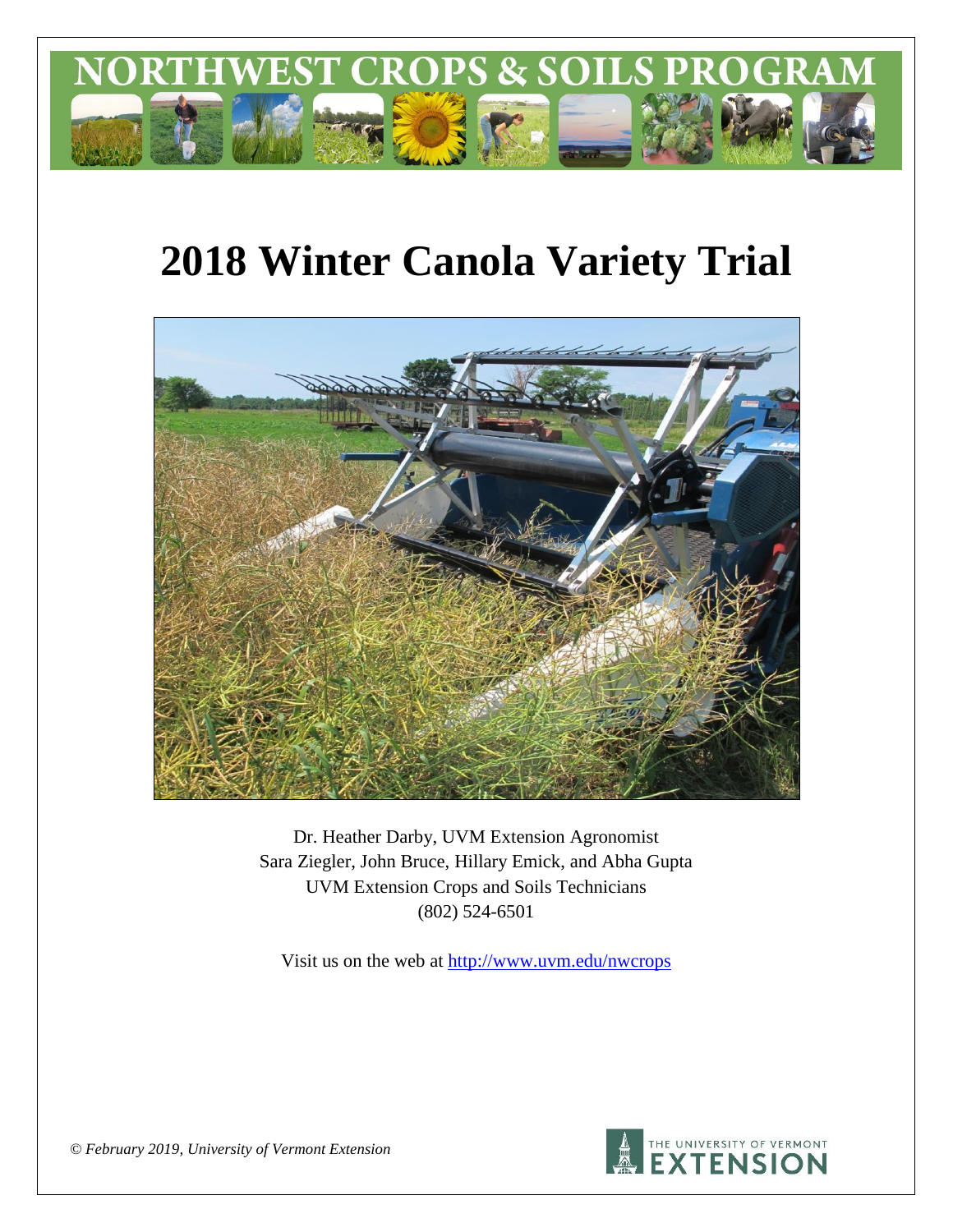NORTHWEST CROPS & SOILS PROGRAM

# 2018 Winter Canola Variety Trial

Dr. Heather Darby, UVM Extension Agronomist
Sara Ziegler, John Bruce, Hillary Emick, and Abha Gupta
UVM Extension Crops and Soils Technicians
(802) 524-6501

Visit us on the web at http://www.uvm.edu/nwcrops

*© February 2019, University of Vermont Extension*

THE UNIVERSITY OF VERMONT EXTENSION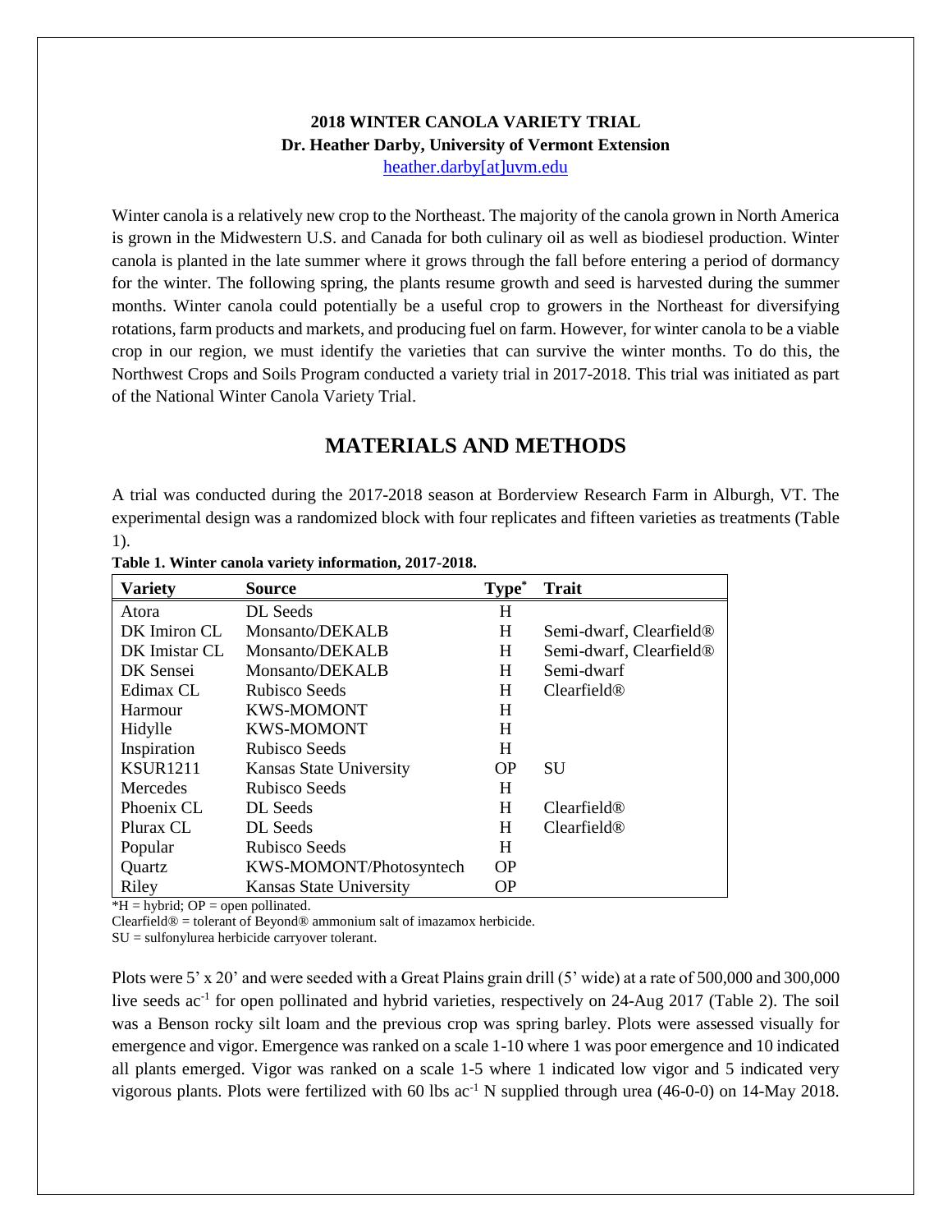**2018 WINTER CANOLA VARIETY TRIAL**
**Dr. Heather Darby, University of Vermont Extension**
heather.darby[at]uvm.edu

Winter canola is a relatively new crop to the Northeast. The majority of the canola grown in North America is grown in the Midwestern U.S. and Canada for both culinary oil as well as biodiesel production. Winter canola is planted in the late summer where it grows through the fall before entering a period of dormancy for the winter. The following spring, the plants resume growth and seed is harvested during the summer months. Winter canola could potentially be a useful crop to growers in the Northeast for diversifying rotations, farm products and markets, and producing fuel on farm. However, for winter canola to be a viable crop in our region, we must identify the varieties that can survive the winter months. To do this, the Northwest Crops and Soils Program conducted a variety trial in 2017-2018. This trial was initiated as part of the National Winter Canola Variety Trial.

## MATERIALS AND METHODS

A trial was conducted during the 2017-2018 season at Borderview Research Farm in Alburgh, VT. The experimental design was a randomized block with four replicates and fifteen varieties as treatments (Table 1).

**Table 1. Winter canola variety information, 2017-2018.**

| Variety | Source | Type* | Trait |
|---|---|---|---|
| Atora | DL Seeds | H | |
| DK Imiron CL | Monsanto/DEKALB | H | Semi-dwarf, Clearfield® |
| DK Imistar CL | Monsanto/DEKALB | H | Semi-dwarf, Clearfield® |
| DK Sensei | Monsanto/DEKALB | H | Semi-dwarf |
| Edimax CL | Rubisco Seeds | H | Clearfield® |
| Harmour | KWS-MOMONT | H | |
| Hidylle | KWS-MOMONT | H | |
| Inspiration | Rubisco Seeds | H | |
| KSUR1211 | Kansas State University | OP | SU |
| Mercedes | Rubisco Seeds | H | |
| Phoenix CL | DL Seeds | H | Clearfield® |
| Plurax CL | DL Seeds | H | Clearfield® |
| Popular | Rubisco Seeds | H | |
| Quartz | KWS-MOMONT/Photosyntech | OP | |
| Riley | Kansas State University | OP | |

*H = hybrid; OP = open pollinated.
Clearfield® = tolerant of Beyond® ammonium salt of imazamox herbicide.
SU = sulfonylurea herbicide carryover tolerant.

Plots were 5' x 20' and were seeded with a Great Plains grain drill (5' wide) at a rate of 500,000 and 300,000 live seeds ac$^{-1}$ for open pollinated and hybrid varieties, respectively on 24-Aug 2017 (Table 2). The soil was a Benson rocky silt loam and the previous crop was spring barley. Plots were assessed visually for emergence and vigor. Emergence was ranked on a scale 1-10 where 1 was poor emergence and 10 indicated all plants emerged. Vigor was ranked on a scale 1-5 where 1 indicated low vigor and 5 indicated very vigorous plants. Plots were fertilized with 60 lbs ac$^{-1}$ N supplied through urea (46-0-0) on 14-May 2018.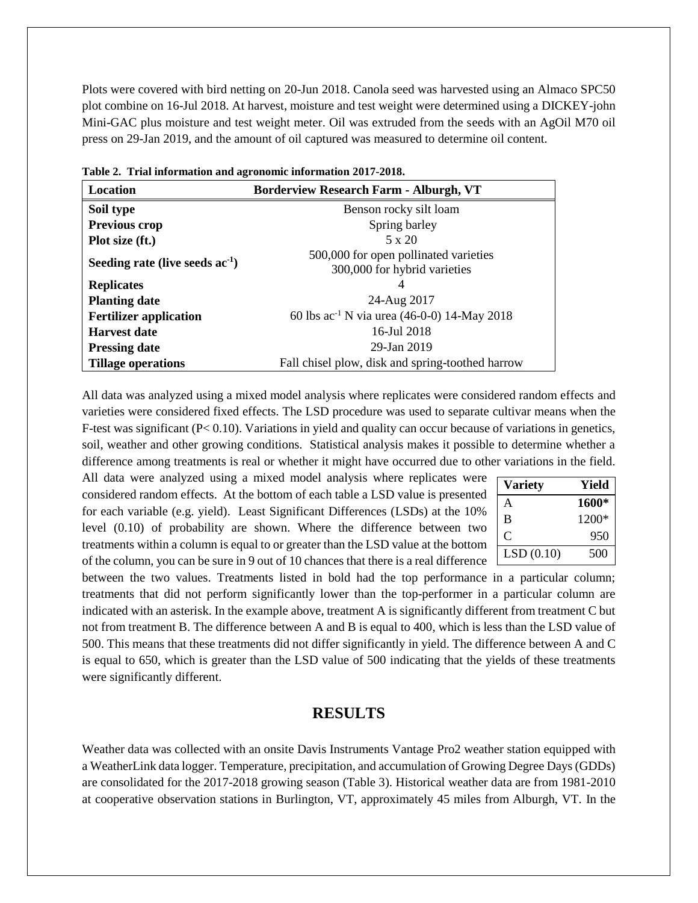Plots were covered with bird netting on 20-Jun 2018. Canola seed was harvested using an Almaco SPC50 plot combine on 16-Jul 2018. At harvest, moisture and test weight were determined using a DICKEY-john Mini-GAC plus moisture and test weight meter. Oil was extruded from the seeds with an AgOil M70 oil press on 29-Jan 2019, and the amount of oil captured was measured to determine oil content.

**Table 2. Trial information and agronomic information 2017-2018.**

| Location | Borderview Research Farm - Alburgh, VT |
|---|---|
| **Soil type** | Benson rocky silt loam |
| **Previous crop** | Spring barley |
| **Plot size (ft.)** | 5 x 20 |
| **Seeding rate (live seeds $ac^{-1}$)** | 500,000 for open pollinated varieties<br>300,000 for hybrid varieties |
| **Replicates** | 4 |
| **Planting date** | 24-Aug 2017 |
| **Fertilizer application** | 60 lbs $ac^{-1}$ N via urea (46-0-0) 14-May 2018 |
| **Harvest date** | 16-Jul 2018 |
| **Pressing date** | 29-Jan 2019 |
| **Tillage operations** | Fall chisel plow, disk and spring-toothed harrow |

All data was analyzed using a mixed model analysis where replicates were considered random effects and varieties were considered fixed effects. The LSD procedure was used to separate cultivar means when the F-test was significant ($P < 0.10$). Variations in yield and quality can occur because of variations in genetics, soil, weather and other growing conditions. Statistical analysis makes it possible to determine whether a difference among treatments is real or whether it might have occurred due to other variations in the field. All data were analyzed using a mixed model analysis where replicates were considered random effects. At the bottom of each table a LSD value is presented for each variable (e.g. yield). Least Significant Differences (LSDs) at the 10% level (0.10) of probability are shown. Where the difference between two treatments within a column is equal to or greater than the LSD value at the bottom of the column, you can be sure in 9 out of 10 chances that there is a real difference between the two values. Treatments listed in bold had the top performance in a particular column; treatments that did not perform significantly lower than the top-performer in a particular column are indicated with an asterisk. In the example above, treatment A is significantly different from treatment C but not from treatment B. The difference between A and B is equal to 400, which is less than the LSD value of 500. This means that these treatments did not differ significantly in yield. The difference between A and C is equal to 650, which is greater than the LSD value of 500 indicating that the yields of these treatments were significantly different.

| Variety | Yield |
|---|---|
| A | **1600*** |
| B | 1200* |
| C | 950 |
| LSD (0.10) | 500 |

## RESULTS

Weather data was collected with an onsite Davis Instruments Vantage Pro2 weather station equipped with a WeatherLink data logger. Temperature, precipitation, and accumulation of Growing Degree Days (GDDs) are consolidated for the 2017-2018 growing season (Table 3). Historical weather data are from 1981-2010 at cooperative observation stations in Burlington, VT, approximately 45 miles from Alburgh, VT. In the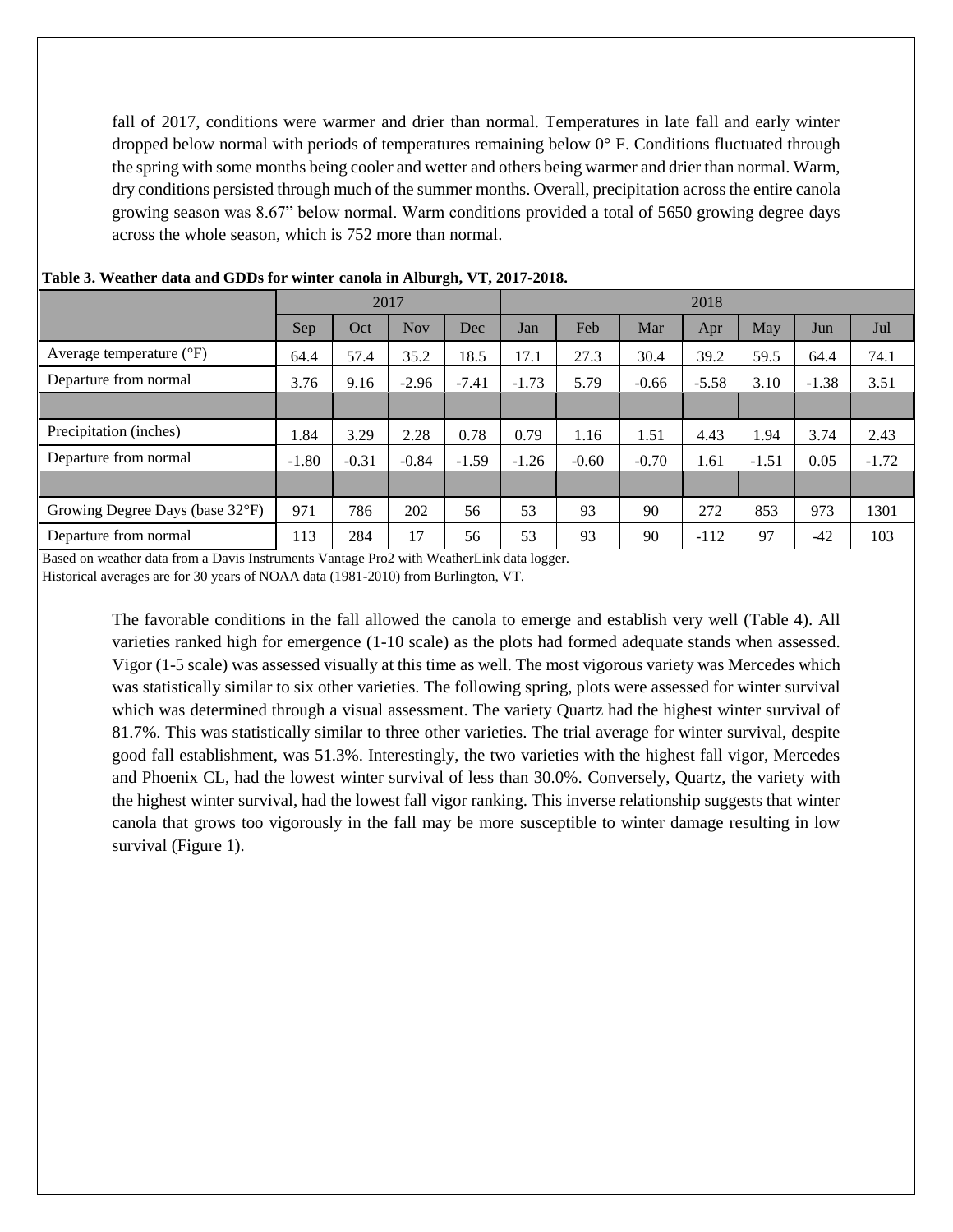fall of 2017, conditions were warmer and drier than normal. Temperatures in late fall and early winter dropped below normal with periods of temperatures remaining below 0° F. Conditions fluctuated through the spring with some months being cooler and wetter and others being warmer and drier than normal. Warm, dry conditions persisted through much of the summer months. Overall, precipitation across the entire canola growing season was 8.67" below normal. Warm conditions provided a total of 5650 growing degree days across the whole season, which is 752 more than normal.

**Table 3. Weather data and GDDs for winter canola in Alburgh, VT, 2017-2018.**

| | 2017 | | | | 2018 | | | | | | |
|---|---|---|---|---|---|---|---|---|---|---|---|
| | Sep | Oct | Nov | Dec | Jan | Feb | Mar | Apr | May | Jun | Jul |
| Average temperature (°F) | 64.4 | 57.4 | 35.2 | 18.5 | 17.1 | 27.3 | 30.4 | 39.2 | 59.5 | 64.4 | 74.1 |
| Departure from normal | 3.76 | 9.16 | -2.96 | -7.41 | -1.73 | 5.79 | -0.66 | -5.58 | 3.10 | -1.38 | 3.51 |
| | | | | | | | | | | | |
| Precipitation (inches) | 1.84 | 3.29 | 2.28 | 0.78 | 0.79 | 1.16 | 1.51 | 4.43 | 1.94 | 3.74 | 2.43 |
| Departure from normal | -1.80 | -0.31 | -0.84 | -1.59 | -1.26 | -0.60 | -0.70 | 1.61 | -1.51 | 0.05 | -1.72 |
| | | | | | | | | | | | |
| Growing Degree Days (base 32°F) | 971 | 786 | 202 | 56 | 53 | 93 | 90 | 272 | 853 | 973 | 1301 |
| Departure from normal | 113 | 284 | 17 | 56 | 53 | 93 | 90 | -112 | 97 | -42 | 103 |

Based on weather data from a Davis Instruments Vantage Pro2 with WeatherLink data logger.
Historical averages are for 30 years of NOAA data (1981-2010) from Burlington, VT.

The favorable conditions in the fall allowed the canola to emerge and establish very well (Table 4). All varieties ranked high for emergence (1-10 scale) as the plots had formed adequate stands when assessed. Vigor (1-5 scale) was assessed visually at this time as well. The most vigorous variety was Mercedes which was statistically similar to six other varieties. The following spring, plots were assessed for winter survival which was determined through a visual assessment. The variety Quartz had the highest winter survival of 81.7%. This was statistically similar to three other varieties. The trial average for winter survival, despite good fall establishment, was 51.3%. Interestingly, the two varieties with the highest fall vigor, Mercedes and Phoenix CL, had the lowest winter survival of less than 30.0%. Conversely, Quartz, the variety with the highest winter survival, had the lowest fall vigor ranking. This inverse relationship suggests that winter canola that grows too vigorously in the fall may be more susceptible to winter damage resulting in low survival (Figure 1).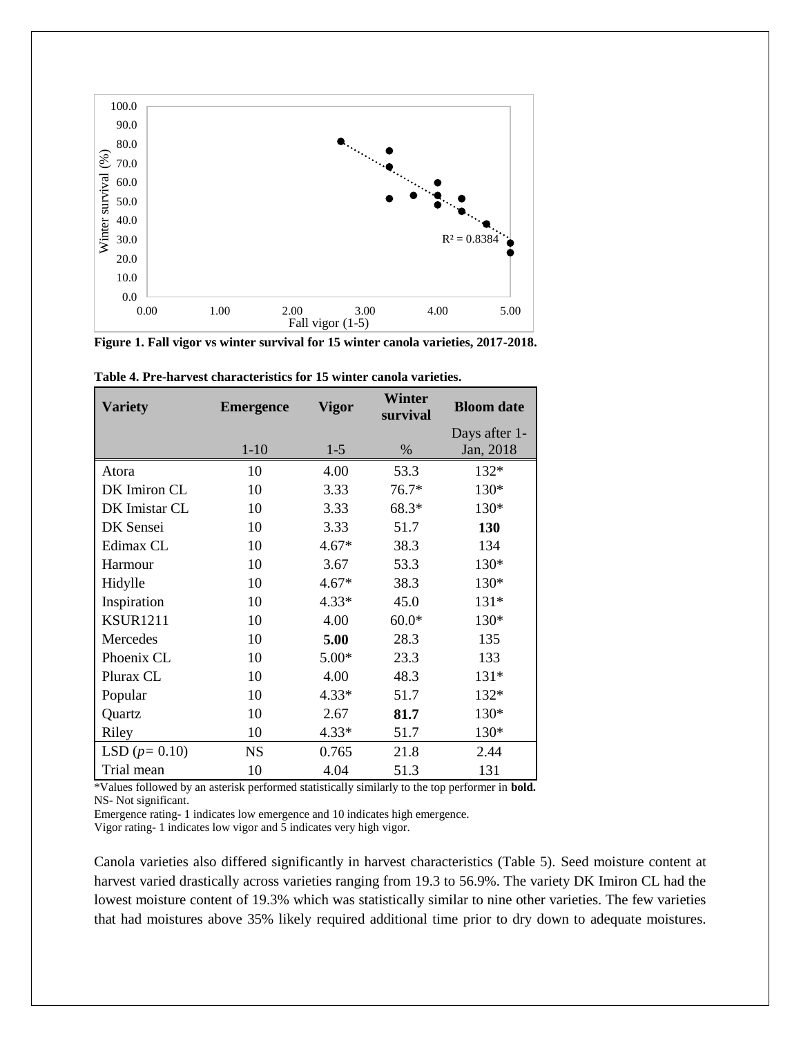**Figure 1. Fall vigor vs winter survival for 15 winter canola varieties, 2017-2018.**

**Table 4. Pre-harvest characteristics for 15 winter canola varieties.**

| Variety | Emergence | Vigor | Winter survival | Bloom date |
|---|---|---|---|---|
| | 1-10 | 1-5 | % | Days after 1-Jan, 2018 |
| Atora | 10 | 4.00 | 53.3 | 132* |
| DK Imiron CL | 10 | 3.33 | 76.7* | 130* |
| DK Imistar CL | 10 | 3.33 | 68.3* | 130* |
| DK Sensei | 10 | 3.33 | 51.7 | **130** |
| Edimax CL | 10 | 4.67* | 38.3 | 134 |
| Harmour | 10 | 3.67 | 53.3 | 130* |
| Hidylle | 10 | 4.67* | 38.3 | 130* |
| Inspiration | 10 | 4.33* | 45.0 | 131* |
| KSUR1211 | 10 | 4.00 | 60.0* | 130* |
| Mercedes | 10 | **5.00** | 28.3 | 135 |
| Phoenix CL | 10 | 5.00* | 23.3 | 133 |
| Plurax CL | 10 | 4.00 | 48.3 | 131* |
| Popular | 10 | 4.33* | 51.7 | 132* |
| Quartz | 10 | 2.67 | **81.7** | 130* |
| Riley | 10 | 4.33* | 51.7 | 130* |
| LSD ($p$= 0.10) | NS | 0.765 | 21.8 | 2.44 |
| Trial mean | 10 | 4.04 | 51.3 | 131 |

*Values followed by an asterisk performed statistically similarly to the top performer in **bold.**
NS- Not significant.
Emergence rating- 1 indicates low emergence and 10 indicates high emergence.
Vigor rating- 1 indicates low vigor and 5 indicates very high vigor.

Canola varieties also differed significantly in harvest characteristics (Table 5). Seed moisture content at harvest varied drastically across varieties ranging from 19.3 to 56.9%. The variety DK Imiron CL had the lowest moisture content of 19.3% which was statistically similar to nine other varieties. The few varieties that had moistures above 35% likely required additional time prior to dry down to adequate moistures.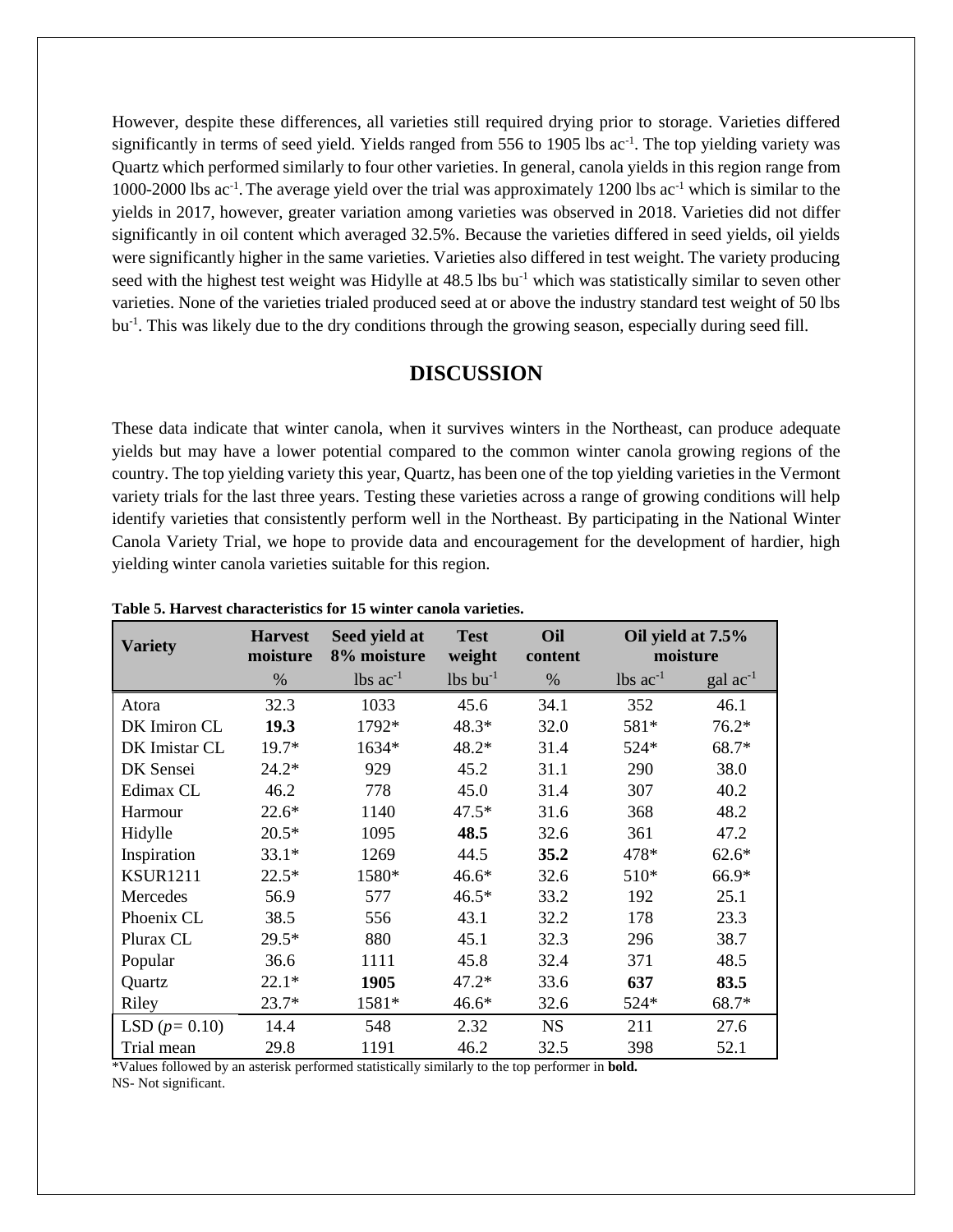However, despite these differences, all varieties still required drying prior to storage. Varieties differed significantly in terms of seed yield. Yields ranged from 556 to 1905 lbs $ac^{-1}$. The top yielding variety was Quartz which performed similarly to four other varieties. In general, canola yields in this region range from 1000-2000 lbs $ac^{-1}$. The average yield over the trial was approximately 1200 lbs $ac^{-1}$ which is similar to the yields in 2017, however, greater variation among varieties was observed in 2018. Varieties did not differ significantly in oil content which averaged 32.5%. Because the varieties differed in seed yields, oil yields were significantly higher in the same varieties. Varieties also differed in test weight. The variety producing seed with the highest test weight was Hidylle at 48.5 lbs $bu^{-1}$ which was statistically similar to seven other varieties. None of the varieties trialed produced seed at or above the industry standard test weight of 50 lbs $bu^{-1}$. This was likely due to the dry conditions through the growing season, especially during seed fill.

## DISCUSSION

These data indicate that winter canola, when it survives winters in the Northeast, can produce adequate yields but may have a lower potential compared to the common winter canola growing regions of the country. The top yielding variety this year, Quartz, has been one of the top yielding varieties in the Vermont variety trials for the last three years. Testing these varieties across a range of growing conditions will help identify varieties that consistently perform well in the Northeast. By participating in the National Winter Canola Variety Trial, we hope to provide data and encouragement for the development of hardier, high yielding winter canola varieties suitable for this region.

**Table 5. Harvest characteristics for 15 winter canola varieties.**

| Variety | Harvest moisture | Seed yield at 8% moisture | Test weight | Oil content | Oil yield at 7.5% moisture | |
|---|---|---|---|---|---|---|
| | % | lbs $ac^{-1}$ | lbs $bu^{-1}$ | % | lbs $ac^{-1}$ | gal $ac^{-1}$ |
| Atora | 32.3 | 1033 | 45.6 | 34.1 | 352 | 46.1 |
| DK Imiron CL | **19.3** | 1792* | 48.3* | 32.0 | 581* | 76.2* |
| DK Imistar CL | 19.7* | 1634* | 48.2* | 31.4 | 524* | 68.7* |
| DK Sensei | 24.2* | 929 | 45.2 | 31.1 | 290 | 38.0 |
| Edimax CL | 46.2 | 778 | 45.0 | 31.4 | 307 | 40.2 |
| Harmour | 22.6* | 1140 | 47.5* | 31.6 | 368 | 48.2 |
| Hidylle | 20.5* | 1095 | **48.5** | 32.6 | 361 | 47.2 |
| Inspiration | 33.1* | 1269 | 44.5 | **35.2** | 478* | 62.6* |
| KSUR1211 | 22.5* | 1580* | 46.6* | 32.6 | 510* | 66.9* |
| Mercedes | 56.9 | 577 | 46.5* | 33.2 | 192 | 25.1 |
| Phoenix CL | 38.5 | 556 | 43.1 | 32.2 | 178 | 23.3 |
| Plurax CL | 29.5* | 880 | 45.1 | 32.3 | 296 | 38.7 |
| Popular | 36.6 | 1111 | 45.8 | 32.4 | 371 | 48.5 |
| Quartz | 22.1* | **1905** | 47.2* | 33.6 | **637** | **83.5** |
| Riley | 23.7* | 1581* | 46.6* | 32.6 | 524* | 68.7* |
| LSD ($p$= 0.10) | 14.4 | 548 | 2.32 | NS | 211 | 27.6 |
| Trial mean | 29.8 | 1191 | 46.2 | 32.5 | 398 | 52.1 |

*Values followed by an asterisk performed statistically similarly to the top performer in **bold.**

NS- Not significant.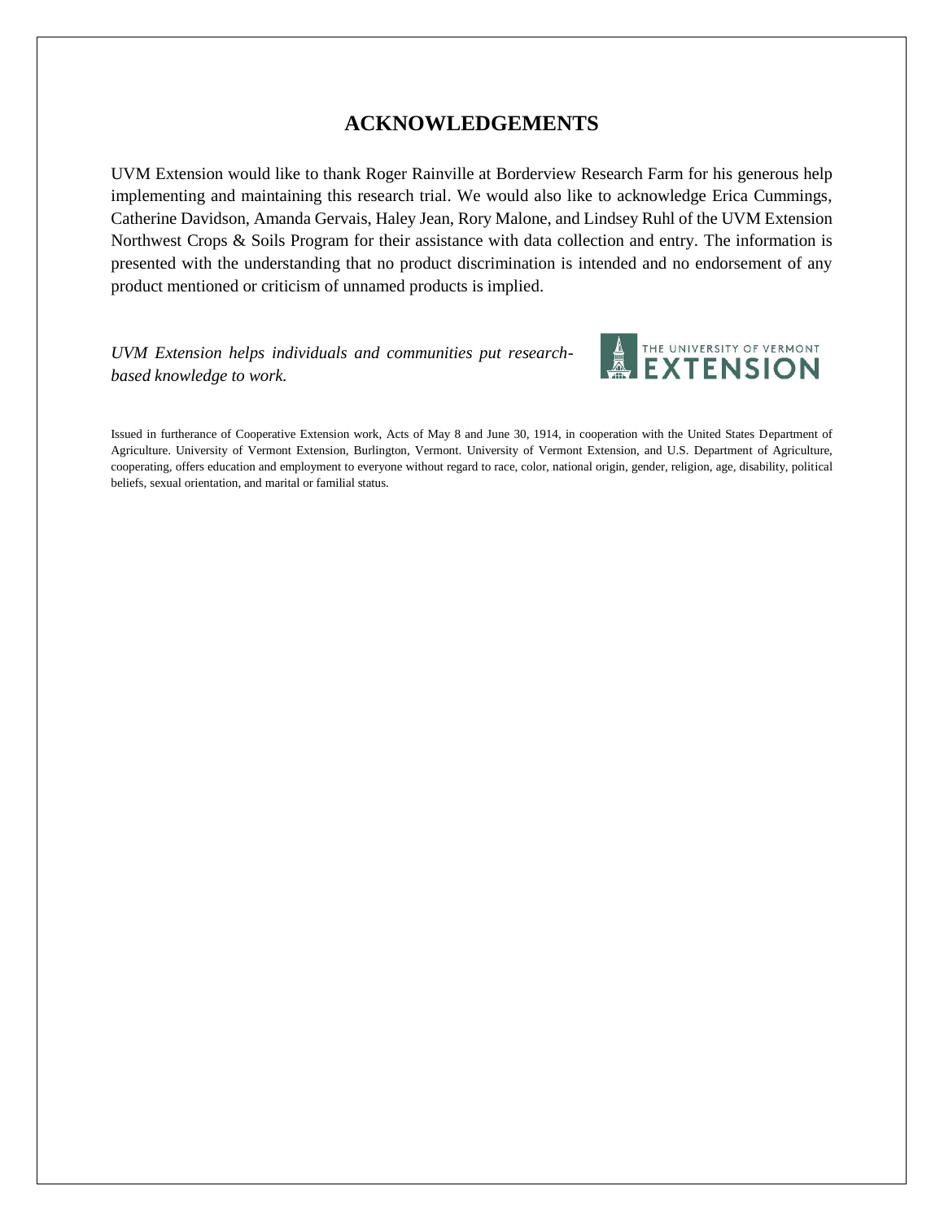# ACKNOWLEDGEMENTS

UVM Extension would like to thank Roger Rainville at Borderview Research Farm for his generous help implementing and maintaining this research trial. We would also like to acknowledge Erica Cummings, Catherine Davidson, Amanda Gervais, Haley Jean, Rory Malone, and Lindsey Ruhl of the UVM Extension Northwest Crops & Soils Program for their assistance with data collection and entry. The information is presented with the understanding that no product discrimination is intended and no endorsement of any product mentioned or criticism of unnamed products is implied.

*UVM Extension helps individuals and communities put research-based knowledge to work.*

THE UNIVERSITY OF VERMONT EXTENSION

Issued in furtherance of Cooperative Extension work, Acts of May 8 and June 30, 1914, in cooperation with the United States Department of Agriculture. University of Vermont Extension, Burlington, Vermont. University of Vermont Extension, and U.S. Department of Agriculture, cooperating, offers education and employment to everyone without regard to race, color, national origin, gender, religion, age, disability, political beliefs, sexual orientation, and marital or familial status.